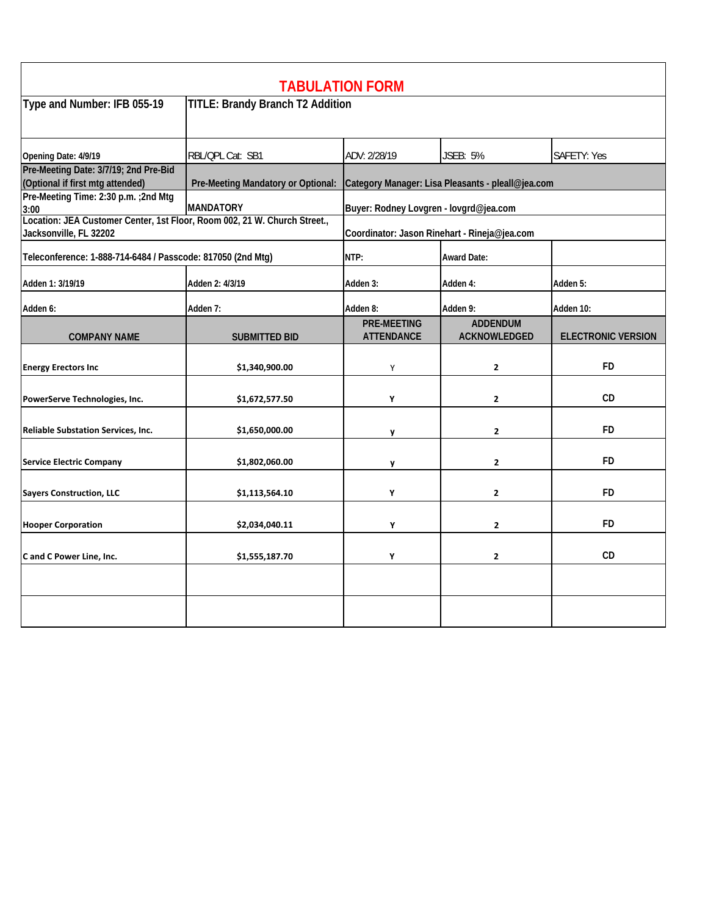# TABULATION FORM

| Type and Number: IFB 055-19 | TITLE: Brandy Branch T2 Addition | | | |
|---|---|---|---|---|
| Opening Date: 4/9/19 | RBL/QPL Cat: SB1 | ADV: 2/28/19 | JSEB: 5% | SAFETY: Yes |
| Pre-Meeting Date: 3/7/19; 2nd Pre-Bid (Optional if first mtg attended) | Pre-Meeting Mandatory or Optional: | Category Manager: Lisa Pleasants - pleall@jea.com | | |
| Pre-Meeting Time: 2:30 p.m. ;2nd Mtg 3:00 | MANDATORY | Buyer: Rodney Lovgren - lovgrd@jea.com | | |
| Location: JEA Customer Center, 1st Floor, Room 002, 21 W. Church Street., Jacksonville, FL 32202 | | Coordinator: Jason Rinehart - Rineja@jea.com | | |
| Teleconference: 1-888-714-6484 / Passcode: 817050 (2nd Mtg) | | NTP: | Award Date: | |
| Adden 1: 3/19/19 | Adden 2: 4/3/19 | Adden 3: | Adden 4: | Adden 5: |
| Adden 6: | Adden 7: | Adden 8: | Adden 9: | Adden 10: |

| COMPANY NAME | SUBMITTED BID | PRE-MEETING ATTENDANCE | ADDENDUM ACKNOWLEDGED | ELECTRONIC VERSION |
|---|---|---|---|---|
| Energy Erectors Inc | $1,340,900.00 | Y | 2 | FD |
| PowerServe Technologies, Inc. | $1,672,577.50 | Y | 2 | CD |
| Reliable Substation Services, Inc. | $1,650,000.00 | y | 2 | FD |
| Service Electric Company | $1,802,060.00 | y | 2 | FD |
| Sayers Construction, LLC | $1,113,564.10 | Y | 2 | FD |
| Hooper Corporation | $2,034,040.11 | Y | 2 | FD |
| C and C Power Line, Inc. | $1,555,187.70 | Y | 2 | CD |
| | | | | |
| | | | | |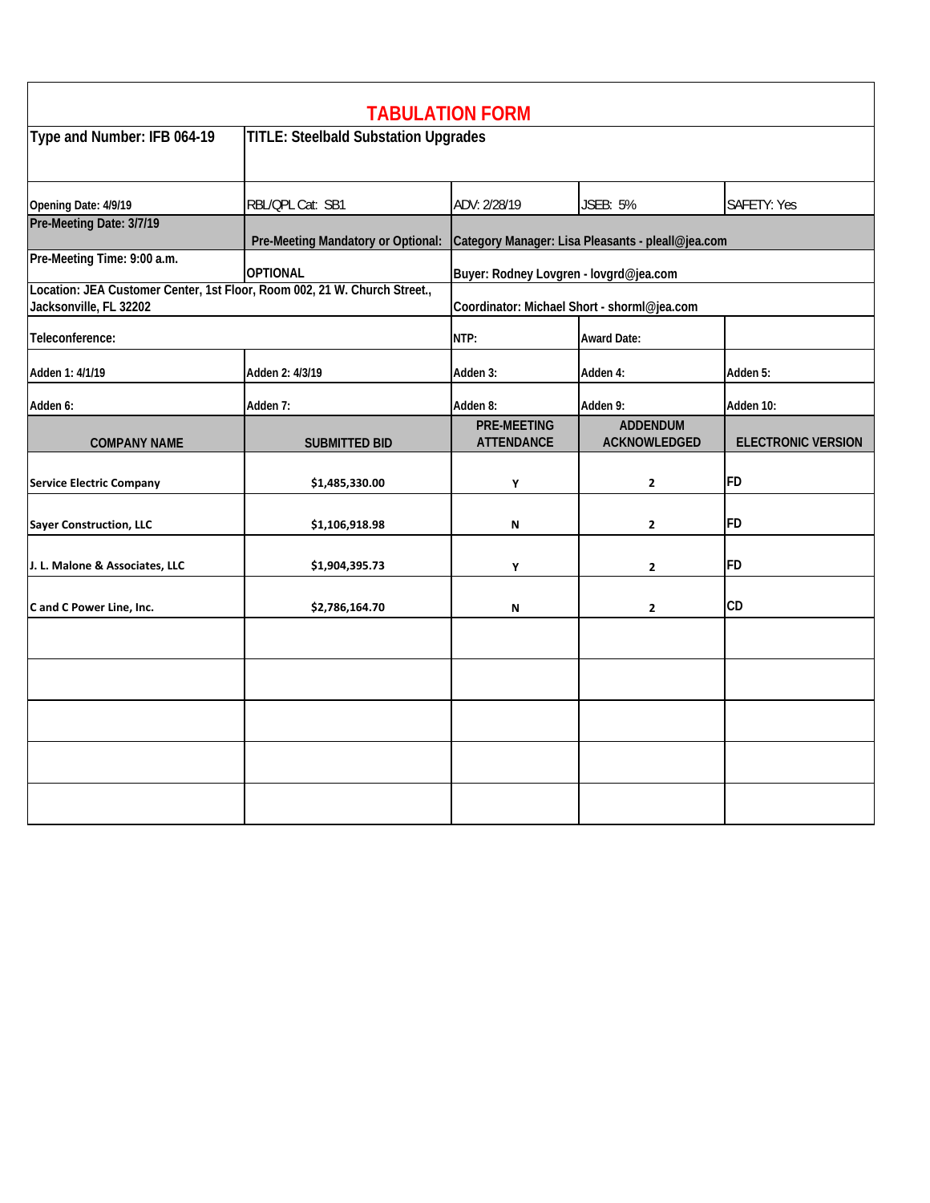# TABULATION FORM

| Type and Number: IFB 064-19 | TITLE: Steelbald Substation Upgrades | | | |
|---|---|---|---|---|
| Opening Date: 4/9/19 | RBL/QPL Cat: SB1 | ADV: 2/28/19 | JSEB: 5% | SAFETY: Yes |
| Pre-Meeting Date: 3/7/19 | Pre-Meeting Mandatory or Optional: | Category Manager: Lisa Pleasants - pleall@jea.com | | |
| Pre-Meeting Time: 9:00 a.m. | OPTIONAL | Buyer: Rodney Lovgren - lovgrd@jea.com | | |
| Location: JEA Customer Center, 1st Floor, Room 002, 21 W. Church Street., Jacksonville, FL 32202 | | Coordinator: Michael Short - shorml@jea.com | | |
| Teleconference: | | NTP: | Award Date: | |
| Adden 1: 4/1/19 | Adden 2: 4/3/19 | Adden 3: | Adden 4: | Adden 5: |
| Adden 6: | Adden 7: | Adden 8: | Adden 9: | Adden 10: |
| **COMPANY NAME** | **SUBMITTED BID** | **PRE-MEETING ATTENDANCE** | **ADDENDUM ACKNOWLEDGED** | **ELECTRONIC VERSION** |
| Service Electric Company | $1,485,330.00 | Y | 2 | FD |
| Sayer Construction, LLC | $1,106,918.98 | N | 2 | FD |
| J. L. Malone & Associates, LLC | $1,904,395.73 | Y | 2 | FD |
| C and C Power Line, Inc. | $2,786,164.70 | N | 2 | CD |
| | | | | |
| | | | | |
| | | | | |
| | | | | |
| | | | | |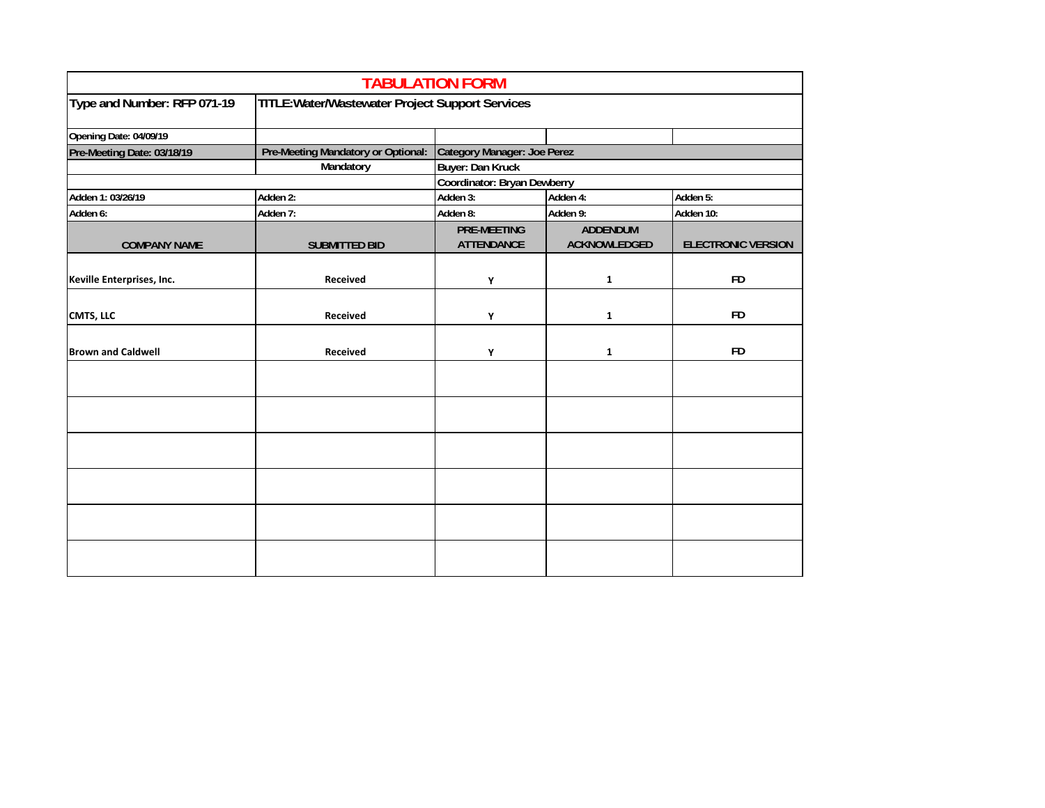| TABULATION FORM | | | | |
|---|---|---|---|---|
| Type and Number: RFP 071-19 | TITLE:Water/Wastewater Project Support Services | | | |
| Opening Date: 04/09/19 | | | | |
| Pre-Meeting Date: 03/18/19 | Pre-Meeting Mandatory or Optional: | Category Manager: Joe Perez | | |
| | Mandatory | Buyer: Dan Kruck | | |
| | | Coordinator: Bryan Dewberry | | |
| Adden 1: 03/26/19 | Adden 2: | Adden 3: | Adden 4: | Adden 5: |
| Adden 6: | Adden 7: | Adden 8: | Adden 9: | Adden 10: |
| COMPANY NAME | SUBMITTED BID | PRE-MEETING ATTENDANCE | ADDENDUM ACKNOWLEDGED | ELECTRONIC VERSION |
| Keville Enterprises, Inc. | Received | Y | 1 | FD |
| CMTS, LLC | Received | Y | 1 | FD |
| Brown and Caldwell | Received | Y | 1 | FD |
| | | | | |
| | | | | |
| | | | | |
| | | | | |
| | | | | |
| | | | | |